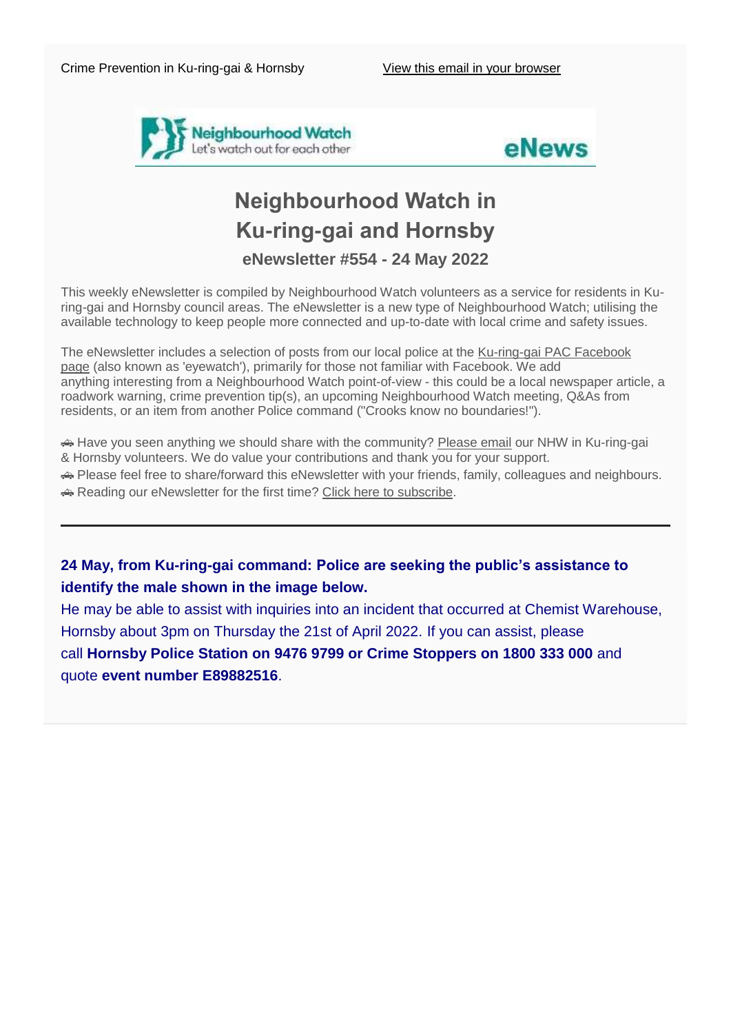Crime Prevention in Ku-ring-gai & Hornsby

View this email in your browser

Neighbourhood Watch
Let's watch out for each other

eNews

# Neighbourhood Watch in Ku-ring-gai and Hornsby

### eNewsletter #554 - 24 May 2022

This weekly eNewsletter is compiled by Neighbourhood Watch volunteers as a service for residents in Ku-ring-gai and Hornsby council areas. The eNewsletter is a new type of Neighbourhood Watch; utilising the available technology to keep people more connected and up-to-date with local crime and safety issues.

The eNewsletter includes a selection of posts from our local police at the Ku-ring-gai PAC Facebook page (also known as 'eyewatch'), primarily for those not familiar with Facebook. We add anything interesting from a Neighbourhood Watch point-of-view - this could be a local newspaper article, a roadwork warning, crime prevention tip(s), an upcoming Neighbourhood Watch meeting, Q&As from residents, or an item from another Police command ("Crooks know no boundaries!").

🚓 Have you seen anything we should share with the community? Please email our NHW in Ku-ring-gai & Hornsby volunteers. We do value your contributions and thank you for your support.
🚓 Please feel free to share/forward this eNewsletter with your friends, family, colleagues and neighbours.
🚓 Reading our eNewsletter for the first time? Click here to subscribe.

---

**24 May, from Ku-ring-gai command: Police are seeking the public's assistance to identify the male shown in the image below.**
He may be able to assist with inquiries into an incident that occurred at Chemist Warehouse, Hornsby about 3pm on Thursday the 21st of April 2022. If you can assist, please call **Hornsby Police Station on 9476 9799 or Crime Stoppers on 1800 333 000** and quote **event number E89882516**.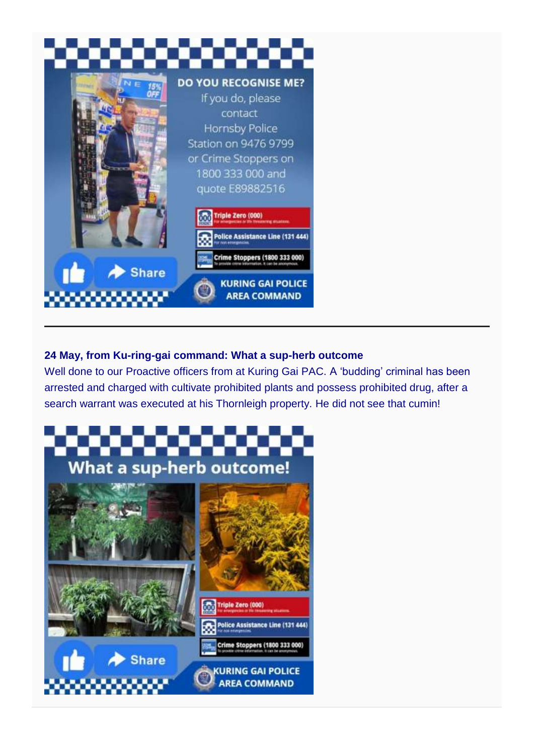DO YOU RECOGNISE ME?

If you do, please contact Hornsby Police Station on 9476 9799 or Crime Stoppers on 1800 333 000 and quote E89882516

Triple Zero (000)

Police Assistance Line (131 444)

Crime Stoppers (1800 333 000)

KURING GAI POLICE AREA COMMAND

---

**24 May, from Ku-ring-gai command: What a sup-herb outcome**

Well done to our Proactive officers from at Kuring Gai PAC. A 'budding' criminal has been arrested and charged with cultivate prohibited plants and possess prohibited drug, after a search warrant was executed at his Thornleigh property. He did not see that cumin!

What a sup-herb outcome!

Triple Zero (000)

Police Assistance Line (131 444)

Crime Stoppers (1800 333 000)

KURING GAI POLICE AREA COMMAND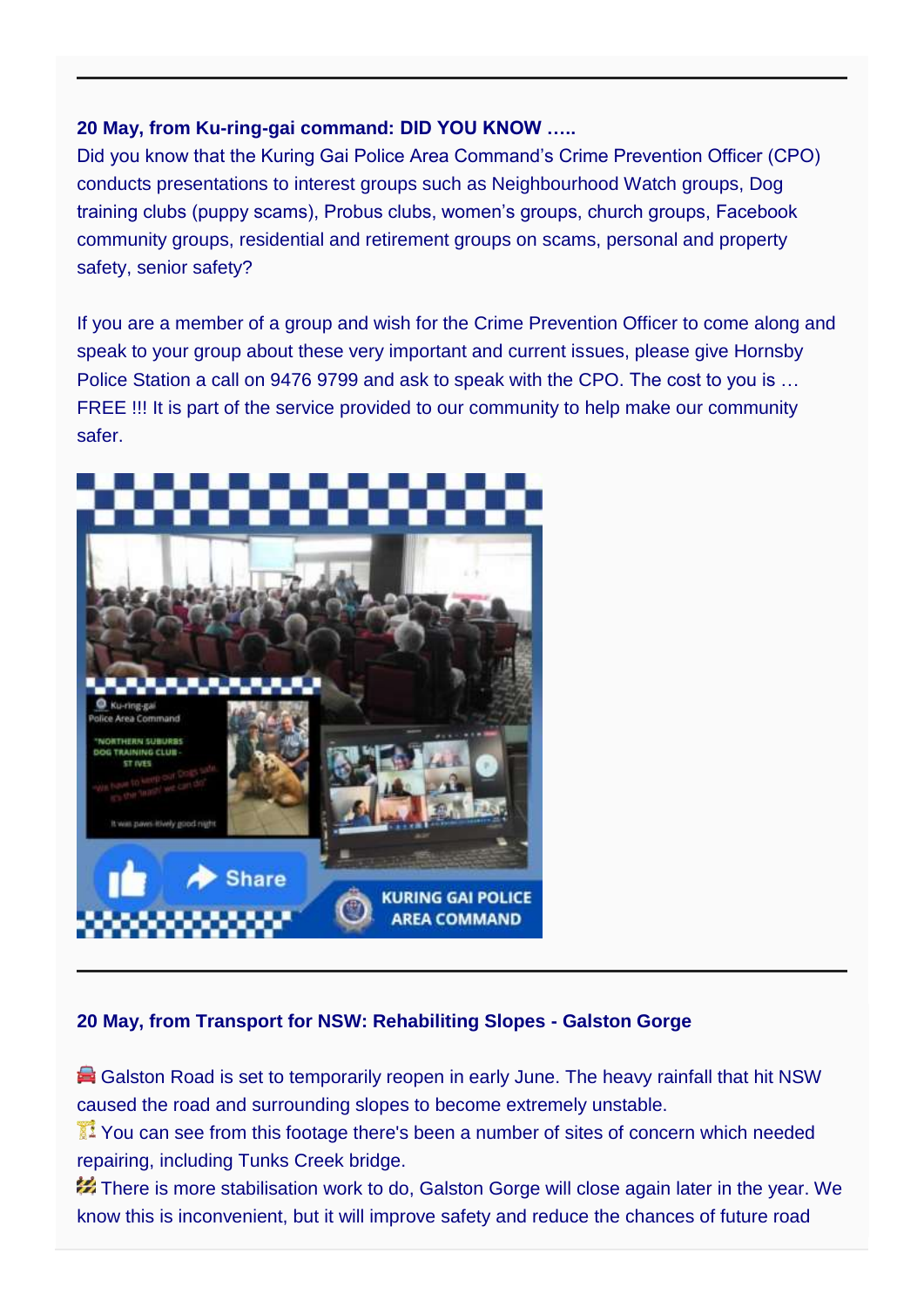---

**20 May, from Ku-ring-gai command: DID YOU KNOW …..**

Did you know that the Kuring Gai Police Area Command's Crime Prevention Officer (CPO) conducts presentations to interest groups such as Neighbourhood Watch groups, Dog training clubs (puppy scams), Probus clubs, women's groups, church groups, Facebook community groups, residential and retirement groups on scams, personal and property safety, senior safety?

If you are a member of a group and wish for the Crime Prevention Officer to come along and speak to your group about these very important and current issues, please give Hornsby Police Station a call on 9476 9799 and ask to speak with the CPO. The cost to you is … FREE !!! It is part of the service provided to our community to help make our community safer.

---

**20 May, from Transport for NSW: Rehabiliting Slopes - Galston Gorge**

🚘 Galston Road is set to temporarily reopen in early June. The heavy rainfall that hit NSW caused the road and surrounding slopes to become extremely unstable.

🏗 You can see from this footage there's been a number of sites of concern which needed repairing, including Tunks Creek bridge.

🚧 There is more stabilisation work to do, Galston Gorge will close again later in the year. We know this is inconvenient, but it will improve safety and reduce the chances of future road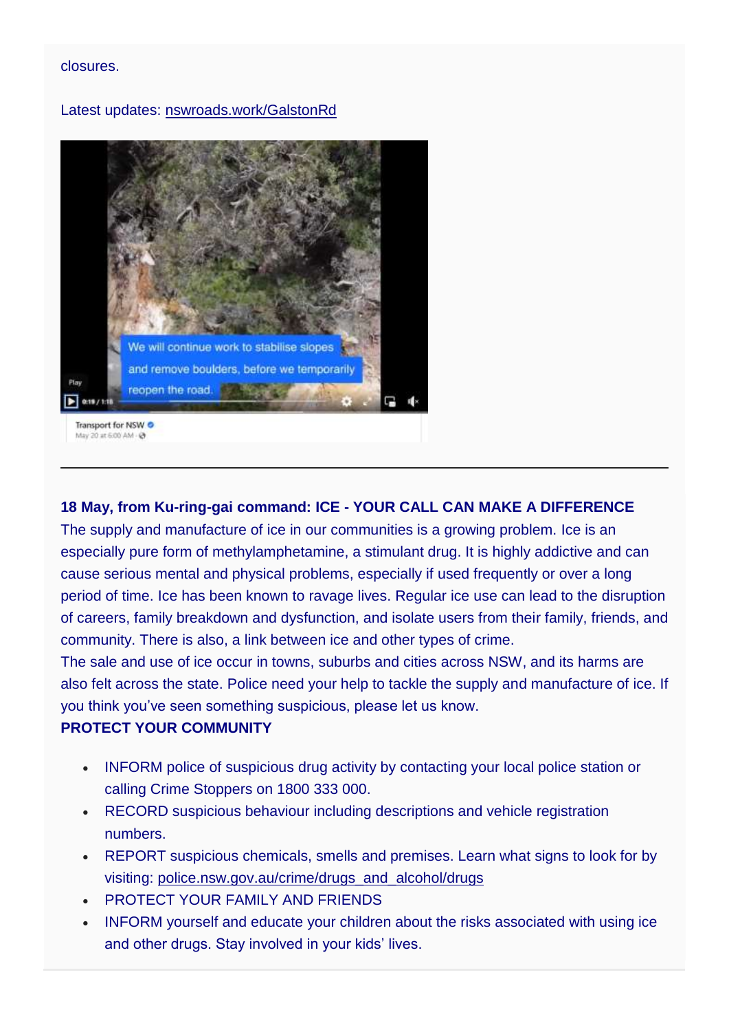closures.

Latest updates: nswroads.work/GalstonRd

---

**18 May, from Ku-ring-gai command: ICE - YOUR CALL CAN MAKE A DIFFERENCE**

The supply and manufacture of ice in our communities is a growing problem. Ice is an especially pure form of methylamphetamine, a stimulant drug. It is highly addictive and can cause serious mental and physical problems, especially if used frequently or over a long period of time. Ice has been known to ravage lives. Regular ice use can lead to the disruption of careers, family breakdown and dysfunction, and isolate users from their family, friends, and community. There is also, a link between ice and other types of crime.

The sale and use of ice occur in towns, suburbs and cities across NSW, and its harms are also felt across the state. Police need your help to tackle the supply and manufacture of ice. If you think you've seen something suspicious, please let us know.

**PROTECT YOUR COMMUNITY**

- INFORM police of suspicious drug activity by contacting your local police station or calling Crime Stoppers on 1800 333 000.
- RECORD suspicious behaviour including descriptions and vehicle registration numbers.
- REPORT suspicious chemicals, smells and premises. Learn what signs to look for by visiting: police.nsw.gov.au/crime/drugs_and_alcohol/drugs
- PROTECT YOUR FAMILY AND FRIENDS
- INFORM yourself and educate your children about the risks associated with using ice and other drugs. Stay involved in your kids' lives.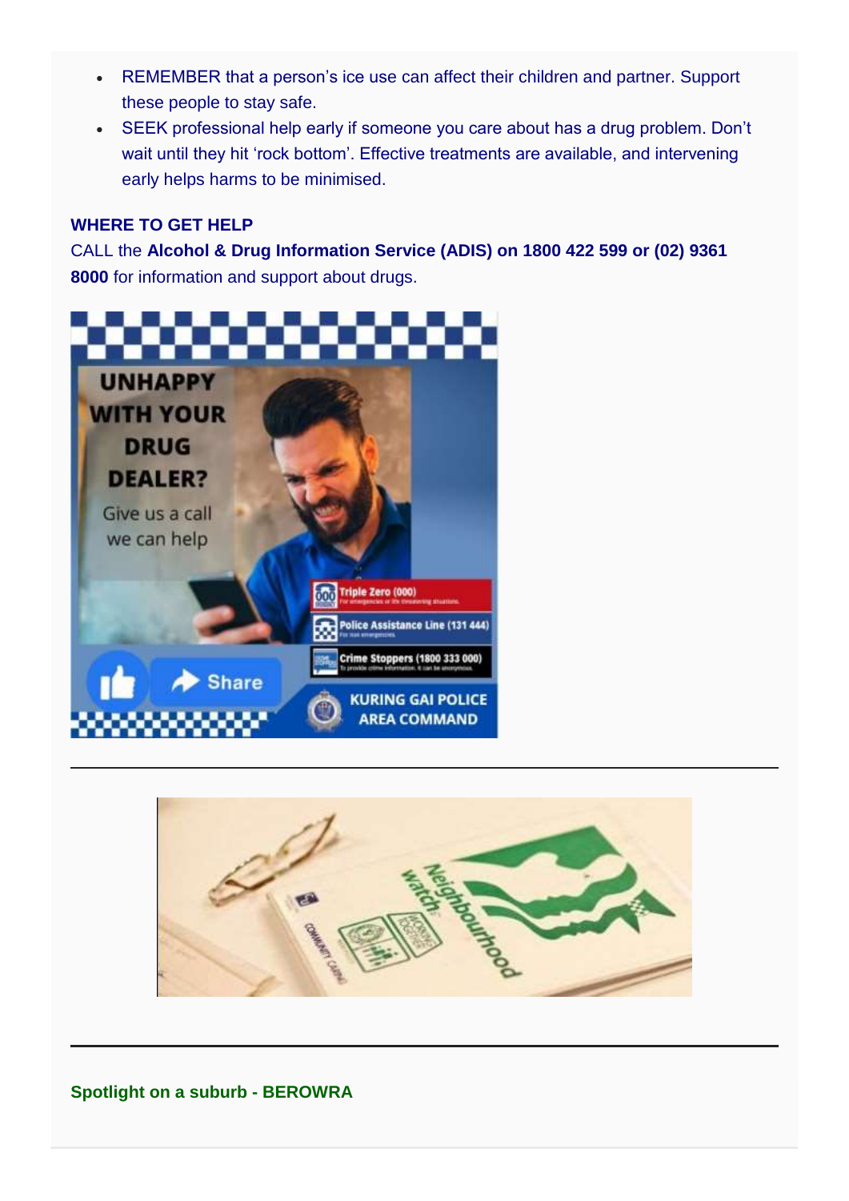- REMEMBER that a person's ice use can affect their children and partner. Support these people to stay safe.
- SEEK professional help early if someone you care about has a drug problem. Don't wait until they hit 'rock bottom'. Effective treatments are available, and intervening early helps harms to be minimised.

**WHERE TO GET HELP**

CALL the **Alcohol & Drug Information Service (ADIS) on 1800 422 599 or (02) 9361 8000** for information and support about drugs.

---

---

**Spotlight on a suburb - BEROWRA**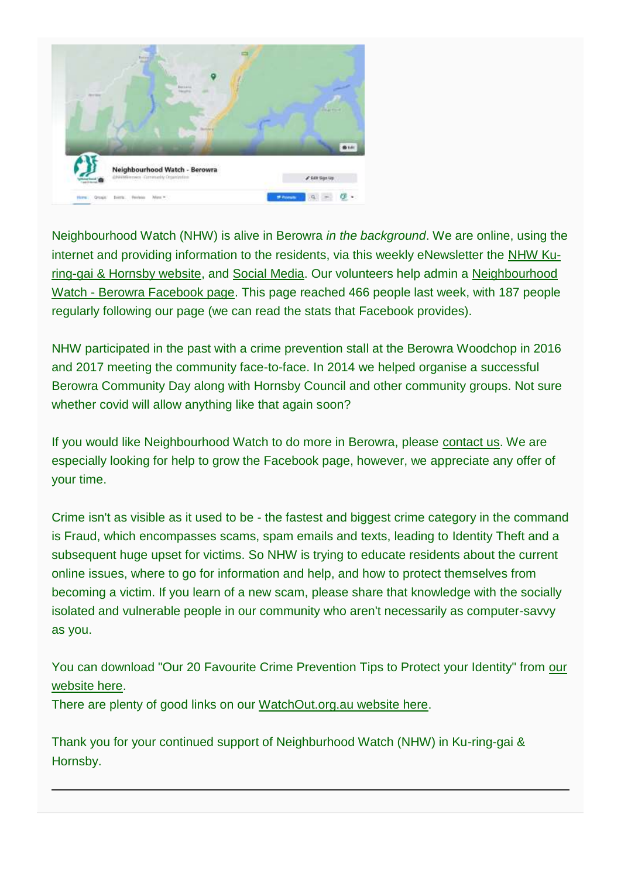Neighbourhood Watch (NHW) is alive in Berowra *in the background*. We are online, using the internet and providing information to the residents, via this weekly eNewsletter the NHW Ku-ring-gai & Hornsby website, and Social Media. Our volunteers help admin a Neighbourhood Watch - Berowra Facebook page. This page reached 466 people last week, with 187 people regularly following our page (we can read the stats that Facebook provides).

NHW participated in the past with a crime prevention stall at the Berowra Woodchop in 2016 and 2017 meeting the community face-to-face. In 2014 we helped organise a successful Berowra Community Day along with Hornsby Council and other community groups. Not sure whether covid will allow anything like that again soon?

If you would like Neighbourhood Watch to do more in Berowra, please contact us. We are especially looking for help to grow the Facebook page, however, we appreciate any offer of your time.

Crime isn't as visible as it used to be - the fastest and biggest crime category in the command is Fraud, which encompasses scams, spam emails and texts, leading to Identity Theft and a subsequent huge upset for victims. So NHW is trying to educate residents about the current online issues, where to go for information and help, and how to protect themselves from becoming a victim. If you learn of a new scam, please share that knowledge with the socially isolated and vulnerable people in our community who aren't necessarily as computer-savvy as you.

You can download "Our 20 Favourite Crime Prevention Tips to Protect your Identity" from our website here.
There are plenty of good links on our WatchOut.org.au website here.

Thank you for your continued support of Neighburhood Watch (NHW) in Ku-ring-gai & Hornsby.

---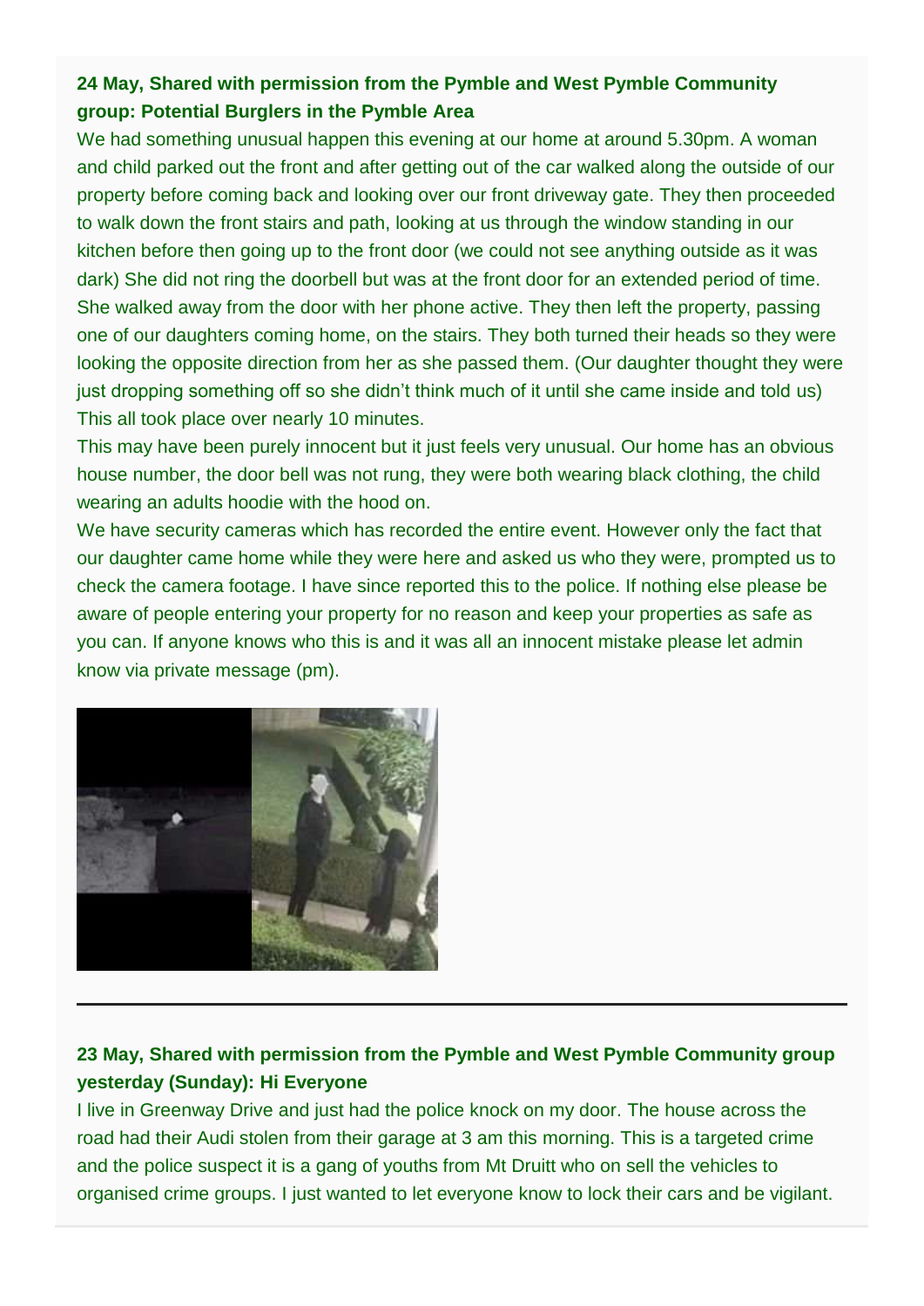**24 May, Shared with permission from the Pymble and West Pymble Community group: Potential Burglers in the Pymble Area**

We had something unusual happen this evening at our home at around 5.30pm. A woman and child parked out the front and after getting out of the car walked along the outside of our property before coming back and looking over our front driveway gate. They then proceeded to walk down the front stairs and path, looking at us through the window standing in our kitchen before then going up to the front door (we could not see anything outside as it was dark) She did not ring the doorbell but was at the front door for an extended period of time. She walked away from the door with her phone active. They then left the property, passing one of our daughters coming home, on the stairs. They both turned their heads so they were looking the opposite direction from her as she passed them. (Our daughter thought they were just dropping something off so she didn't think much of it until she came inside and told us) This all took place over nearly 10 minutes.

This may have been purely innocent but it just feels very unusual. Our home has an obvious house number, the door bell was not rung, they were both wearing black clothing, the child wearing an adults hoodie with the hood on.

We have security cameras which has recorded the entire event. However only the fact that our daughter came home while they were here and asked us who they were, prompted us to check the camera footage. I have since reported this to the police. If nothing else please be aware of people entering your property for no reason and keep your properties as safe as you can. If anyone knows who this is and it was all an innocent mistake please let admin know via private message (pm).

---

**23 May, Shared with permission from the Pymble and West Pymble Community group yesterday (Sunday): Hi Everyone**

I live in Greenway Drive and just had the police knock on my door. The house across the road had their Audi stolen from their garage at 3 am this morning. This is a targeted crime and the police suspect it is a gang of youths from Mt Druitt who on sell the vehicles to organised crime groups. I just wanted to let everyone know to lock their cars and be vigilant.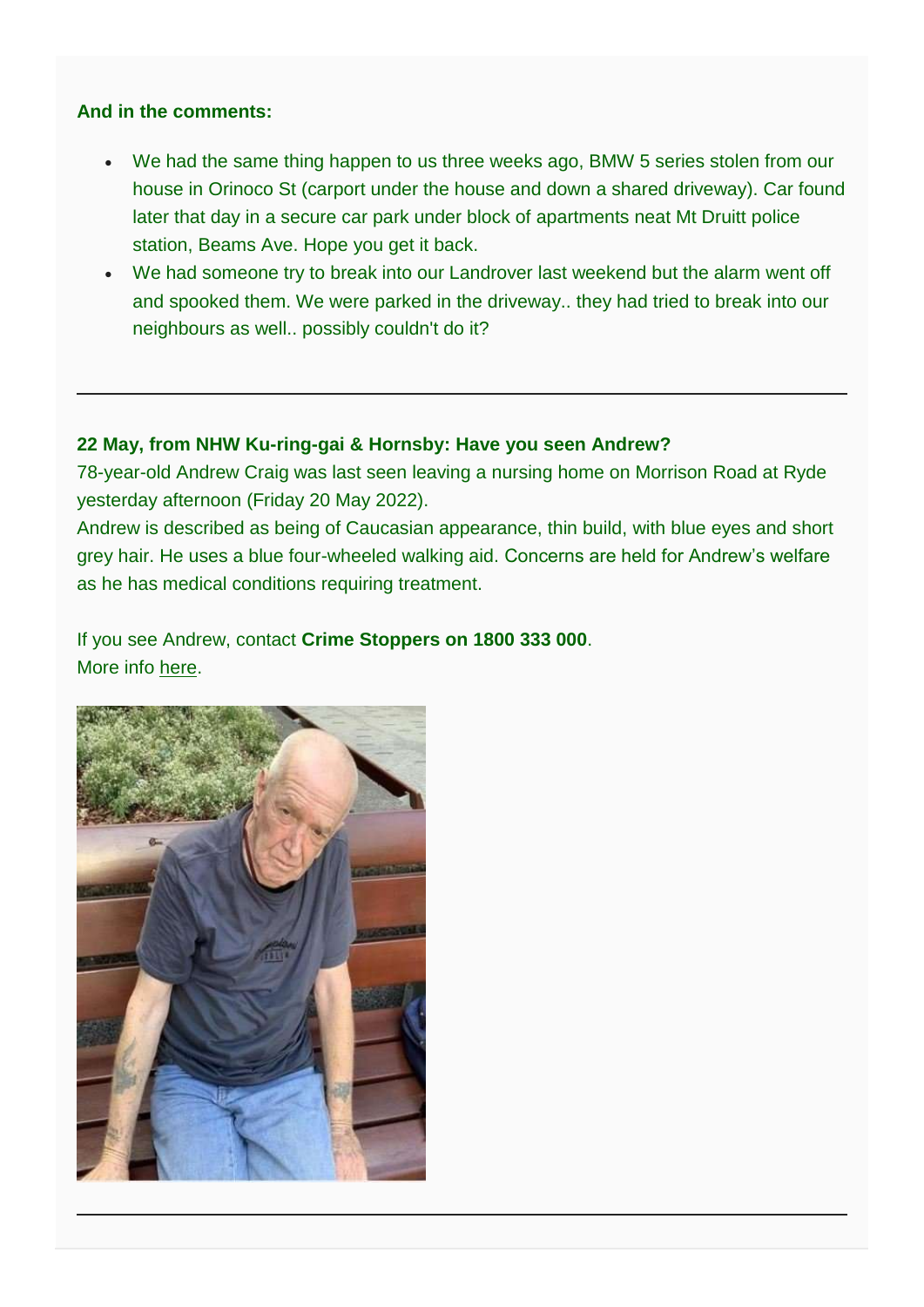**And in the comments:**

- We had the same thing happen to us three weeks ago, BMW 5 series stolen from our house in Orinoco St (carport under the house and down a shared driveway). Car found later that day in a secure car park under block of apartments neat Mt Druitt police station, Beams Ave. Hope you get it back.
- We had someone try to break into our Landrover last weekend but the alarm went off and spooked them. We were parked in the driveway.. they had tried to break into our neighbours as well.. possibly couldn't do it?

---

**22 May, from NHW Ku-ring-gai & Hornsby: Have you seen Andrew?**

78-year-old Andrew Craig was last seen leaving a nursing home on Morrison Road at Ryde yesterday afternoon (Friday 20 May 2022).

Andrew is described as being of Caucasian appearance, thin build, with blue eyes and short grey hair. He uses a blue four-wheeled walking aid. Concerns are held for Andrew's welfare as he has medical conditions requiring treatment.

If you see Andrew, contact **Crime Stoppers on 1800 333 000**.
More info here.

---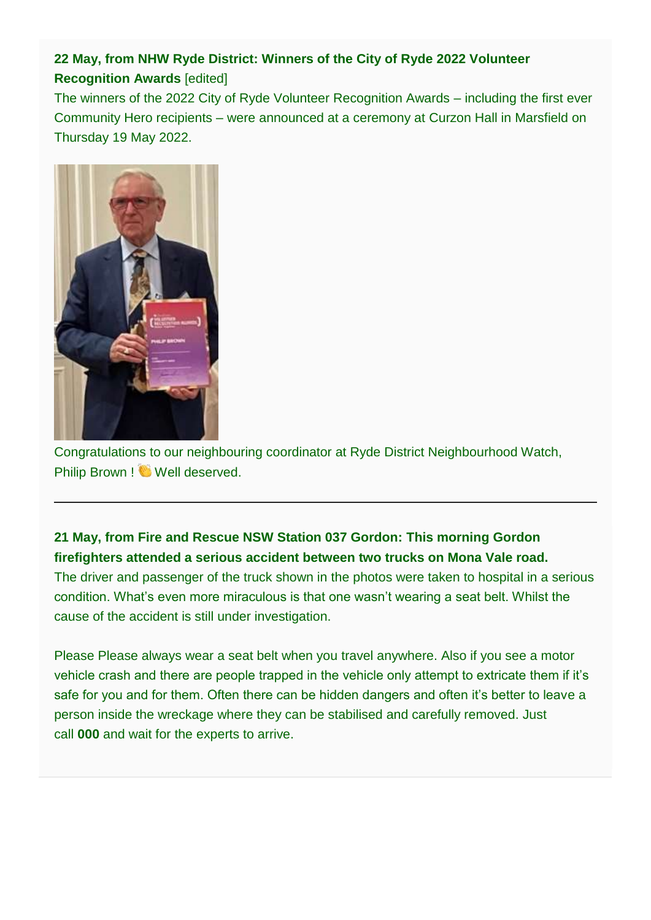**22 May, from NHW Ryde District: Winners of the City of Ryde 2022 Volunteer Recognition Awards** [edited]

The winners of the 2022 City of Ryde Volunteer Recognition Awards – including the first ever Community Hero recipients – were announced at a ceremony at Curzon Hall in Marsfield on Thursday 19 May 2022.

Congratulations to our neighbouring coordinator at Ryde District Neighbourhood Watch, Philip Brown ! 👏 Well deserved.

---

**21 May, from Fire and Rescue NSW Station 037 Gordon: This morning Gordon firefighters attended a serious accident between two trucks on Mona Vale road.**

The driver and passenger of the truck shown in the photos were taken to hospital in a serious condition. What's even more miraculous is that one wasn't wearing a seat belt. Whilst the cause of the accident is still under investigation.

Please Please always wear a seat belt when you travel anywhere. Also if you see a motor vehicle crash and there are people trapped in the vehicle only attempt to extricate them if it's safe for you and for them. Often there can be hidden dangers and often it's better to leave a person inside the wreckage where they can be stabilised and carefully removed. Just call **000** and wait for the experts to arrive.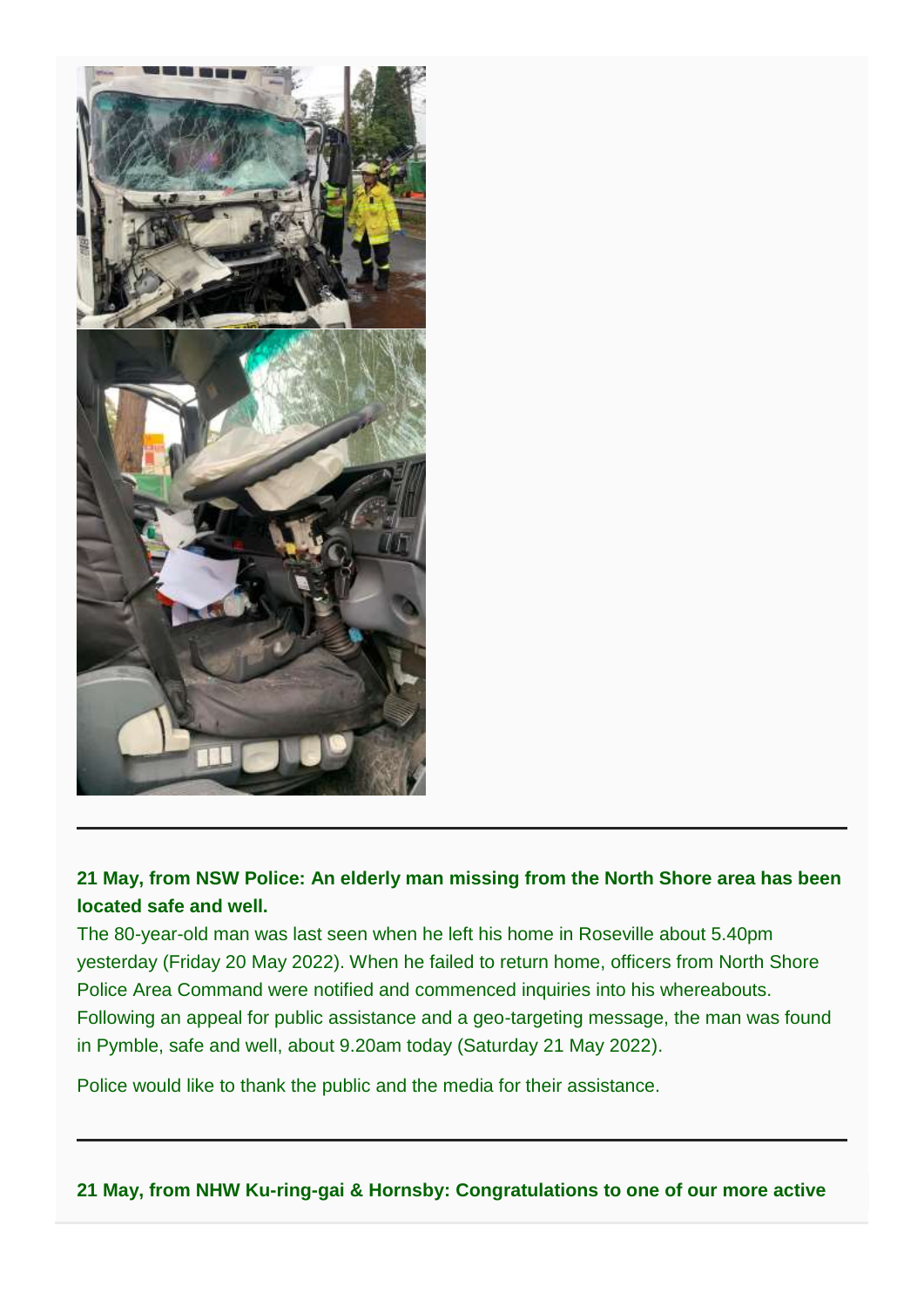---

**21 May, from NSW Police: An elderly man missing from the North Shore area has been located safe and well.**

The 80-year-old man was last seen when he left his home in Roseville about 5.40pm yesterday (Friday 20 May 2022). When he failed to return home, officers from North Shore Police Area Command were notified and commenced inquiries into his whereabouts. Following an appeal for public assistance and a geo-targeting message, the man was found in Pymble, safe and well, about 9.20am today (Saturday 21 May 2022).

Police would like to thank the public and the media for their assistance.

---

**21 May, from NHW Ku-ring-gai & Hornsby: Congratulations to one of our more active**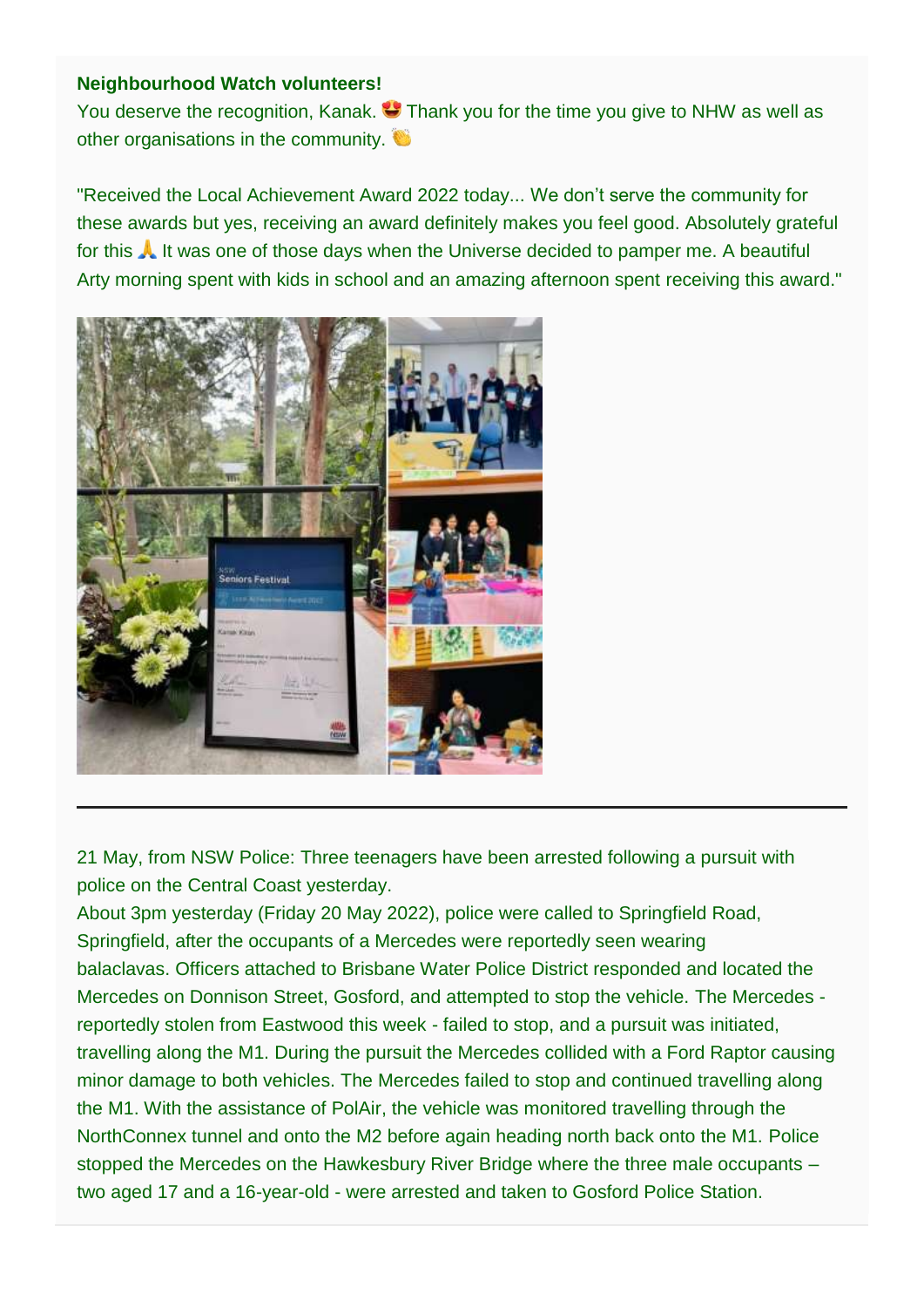**Neighbourhood Watch volunteers!**

You deserve the recognition, Kanak. 😍 Thank you for the time you give to NHW as well as other organisations in the community. 👏

"Received the Local Achievement Award 2022 today... We don't serve the community for these awards but yes, receiving an award definitely makes you feel good. Absolutely grateful for this 🙏 It was one of those days when the Universe decided to pamper me. A beautiful Arty morning spent with kids in school and an amazing afternoon spent receiving this award."

---

21 May, from NSW Police: Three teenagers have been arrested following a pursuit with police on the Central Coast yesterday.

About 3pm yesterday (Friday 20 May 2022), police were called to Springfield Road, Springfield, after the occupants of a Mercedes were reportedly seen wearing balaclavas. Officers attached to Brisbane Water Police District responded and located the Mercedes on Donnison Street, Gosford, and attempted to stop the vehicle. The Mercedes - reportedly stolen from Eastwood this week - failed to stop, and a pursuit was initiated, travelling along the M1. During the pursuit the Mercedes collided with a Ford Raptor causing minor damage to both vehicles. The Mercedes failed to stop and continued travelling along the M1. With the assistance of PolAir, the vehicle was monitored travelling through the NorthConnex tunnel and onto the M2 before again heading north back onto the M1. Police stopped the Mercedes on the Hawkesbury River Bridge where the three male occupants – two aged 17 and a 16-year-old - were arrested and taken to Gosford Police Station.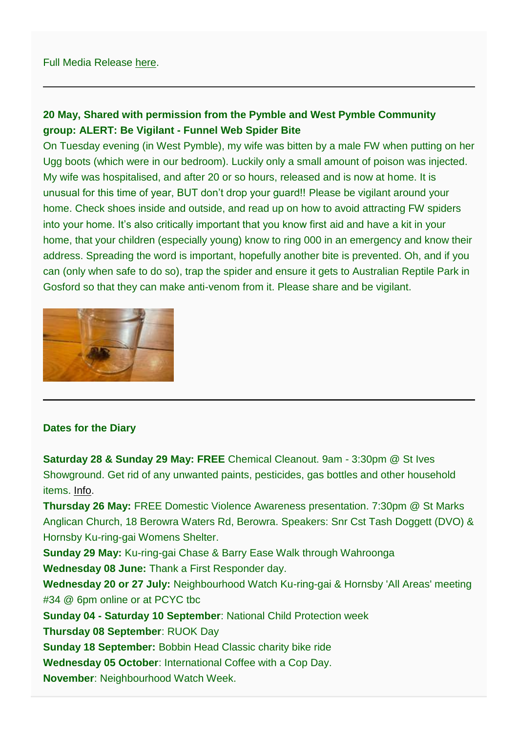Full Media Release here.

---

**20 May, Shared with permission from the Pymble and West Pymble Community group: ALERT: Be Vigilant - Funnel Web Spider Bite**

On Tuesday evening (in West Pymble), my wife was bitten by a male FW when putting on her Ugg boots (which were in our bedroom). Luckily only a small amount of poison was injected. My wife was hospitalised, and after 20 or so hours, released and is now at home. It is unusual for this time of year, BUT don't drop your guard!! Please be vigilant around your home. Check shoes inside and outside, and read up on how to avoid attracting FW spiders into your home. It's also critically important that you know first aid and have a kit in your home, that your children (especially young) know to ring 000 in an emergency and know their address. Spreading the word is important, hopefully another bite is prevented. Oh, and if you can (only when safe to do so), trap the spider and ensure it gets to Australian Reptile Park in Gosford so that they can make anti-venom from it. Please share and be vigilant.

---

**Dates for the Diary**

**Saturday 28 & Sunday 29 May: FREE** Chemical Cleanout. 9am - 3:30pm @ St Ives Showground. Get rid of any unwanted paints, pesticides, gas bottles and other household items. Info.

**Thursday 26 May:** FREE Domestic Violence Awareness presentation. 7:30pm @ St Marks Anglican Church, 18 Berowra Waters Rd, Berowra. Speakers: Snr Cst Tash Doggett (DVO) & Hornsby Ku-ring-gai Womens Shelter.

**Sunday 29 May:** Ku-ring-gai Chase & Barry Ease Walk through Wahroonga

**Wednesday 08 June:** Thank a First Responder day.

**Wednesday 20 or 27 July:** Neighbourhood Watch Ku-ring-gai & Hornsby 'All Areas' meeting #34 @ 6pm online or at PCYC tbc

**Sunday 04 - Saturday 10 September**: National Child Protection week

**Thursday 08 September**: RUOK Day

**Sunday 18 September:** Bobbin Head Classic charity bike ride

**Wednesday 05 October**: International Coffee with a Cop Day.

**November**: Neighbourhood Watch Week.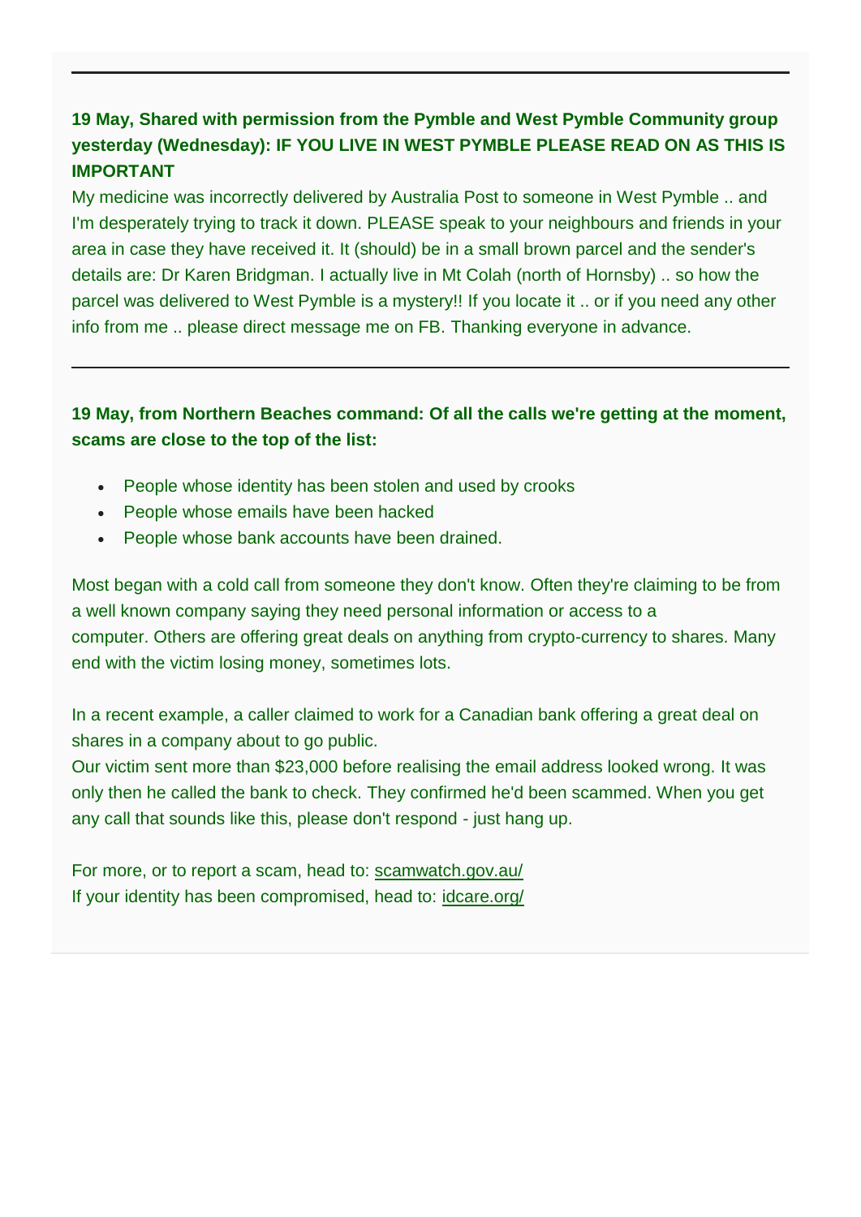---

**19 May, Shared with permission from the Pymble and West Pymble Community group yesterday (Wednesday): IF YOU LIVE IN WEST PYMBLE PLEASE READ ON AS THIS IS IMPORTANT**

My medicine was incorrectly delivered by Australia Post to someone in West Pymble .. and I'm desperately trying to track it down. PLEASE speak to your neighbours and friends in your area in case they have received it. It (should) be in a small brown parcel and the sender's details are: Dr Karen Bridgman. I actually live in Mt Colah (north of Hornsby) .. so how the parcel was delivered to West Pymble is a mystery!! If you locate it .. or if you need any other info from me .. please direct message me on FB. Thanking everyone in advance.

---

**19 May, from Northern Beaches command: Of all the calls we're getting at the moment, scams are close to the top of the list:**

- People whose identity has been stolen and used by crooks
- People whose emails have been hacked
- People whose bank accounts have been drained.

Most began with a cold call from someone they don't know. Often they're claiming to be from a well known company saying they need personal information or access to a computer. Others are offering great deals on anything from crypto-currency to shares. Many end with the victim losing money, sometimes lots.

In a recent example, a caller claimed to work for a Canadian bank offering a great deal on shares in a company about to go public.
Our victim sent more than $23,000 before realising the email address looked wrong. It was only then he called the bank to check. They confirmed he'd been scammed. When you get any call that sounds like this, please don't respond - just hang up.

For more, or to report a scam, head to: scamwatch.gov.au/
If your identity has been compromised, head to: idcare.org/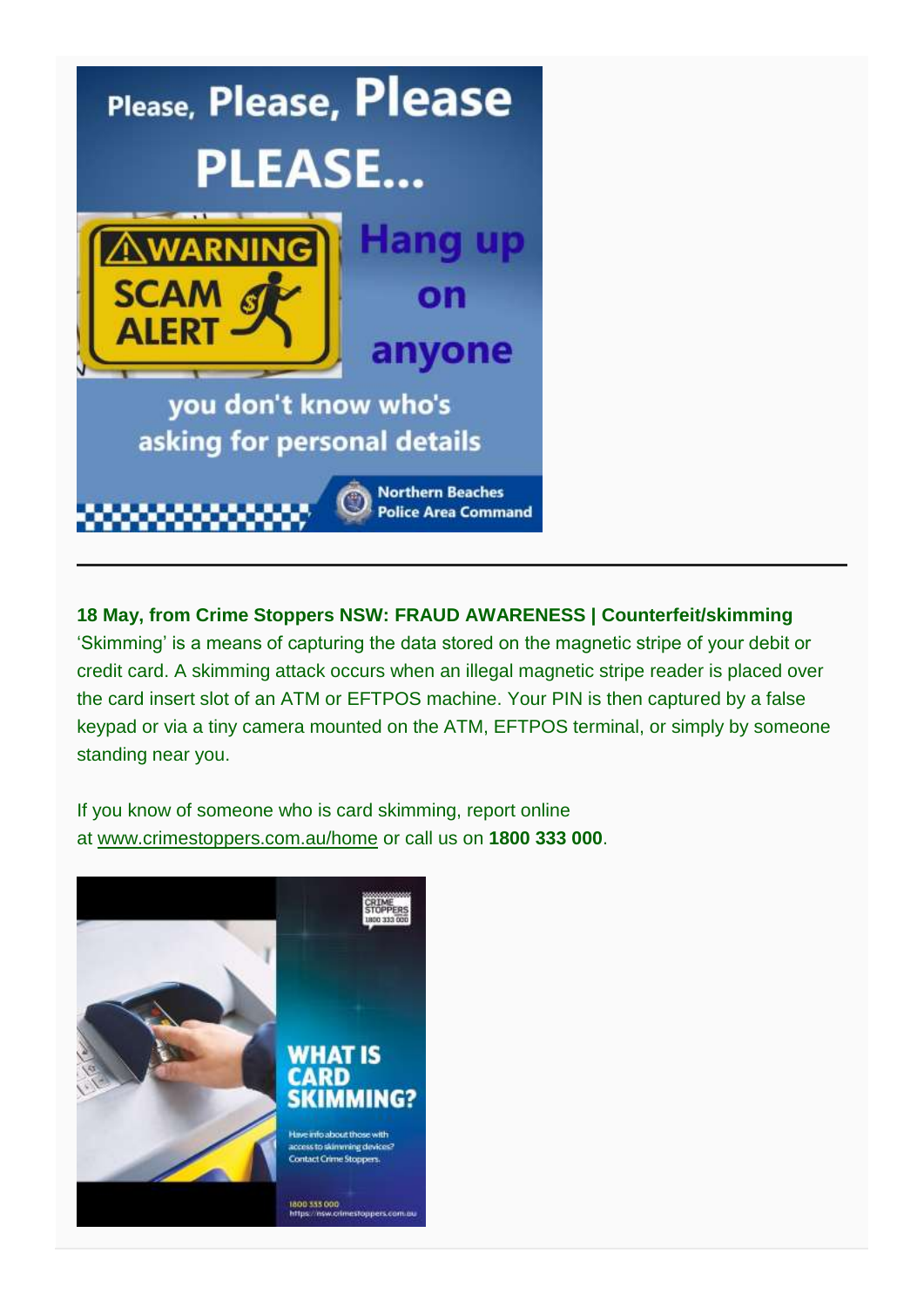Please, Please, Please PLEASE...

WARNING SCAM ALERT

Hang up on anyone you don't know who's asking for personal details

Northern Beaches Police Area Command

---

**18 May, from Crime Stoppers NSW: FRAUD AWARENESS | Counterfeit/skimming**
'Skimming' is a means of capturing the data stored on the magnetic stripe of your debit or credit card. A skimming attack occurs when an illegal magnetic stripe reader is placed over the card insert slot of an ATM or EFTPOS machine. Your PIN is then captured by a false keypad or via a tiny camera mounted on the ATM, EFTPOS terminal, or simply by someone standing near you.

If you know of someone who is card skimming, report online at www.crimestoppers.com.au/home or call us on **1800 333 000**.

CRIME STOPPERS 1800 333 000

WHAT IS CARD SKIMMING?

Have info about those with access to skimming devices? Contact Crime Stoppers.

1800 333 000
https://nsw.crimestoppers.com.au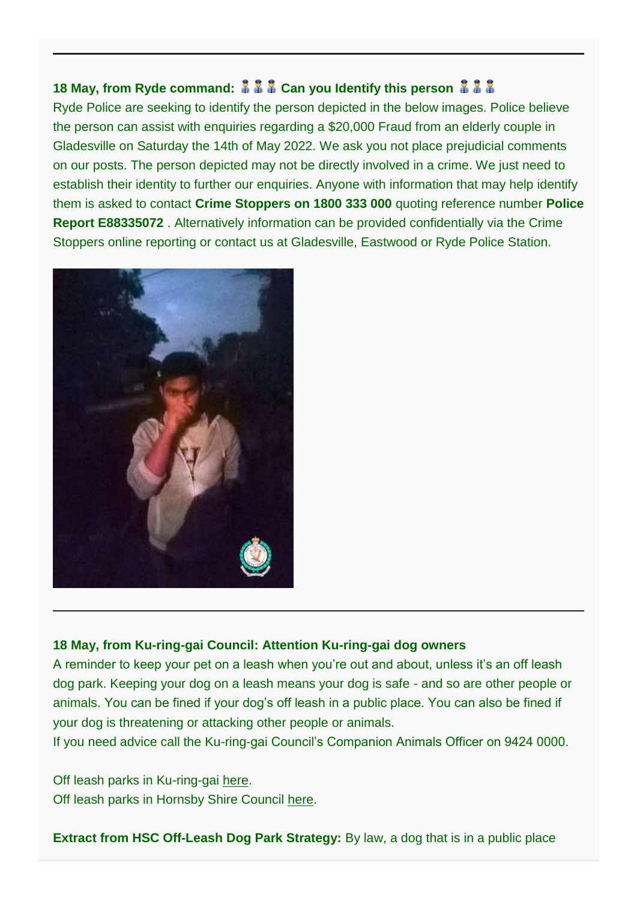---

**18 May, from Ryde command: 👮👮👮 Can you Identify this person 👮👮👮**

Ryde Police are seeking to identify the person depicted in the below images. Police believe the person can assist with enquiries regarding a $20,000 Fraud from an elderly couple in Gladesville on Saturday the 14th of May 2022. We ask you not place prejudicial comments on our posts. The person depicted may not be directly involved in a crime. We just need to establish their identity to further our enquiries. Anyone with information that may help identify them is asked to contact **Crime Stoppers on 1800 333 000** quoting reference number **Police Report E88335072** . Alternatively information can be provided confidentially via the Crime Stoppers online reporting or contact us at Gladesville, Eastwood or Ryde Police Station.

---

**18 May, from Ku-ring-gai Council: Attention Ku-ring-gai dog owners**

A reminder to keep your pet on a leash when you're out and about, unless it's an off leash dog park. Keeping your dog on a leash means your dog is safe - and so are other people or animals. You can be fined if your dog's off leash in a public place. You can also be fined if your dog is threatening or attacking other people or animals.

If you need advice call the Ku-ring-gai Council's Companion Animals Officer on 9424 0000.

Off leash parks in Ku-ring-gai here.

Off leash parks in Hornsby Shire Council here.

**Extract from HSC Off-Leash Dog Park Strategy:** By law, a dog that is in a public place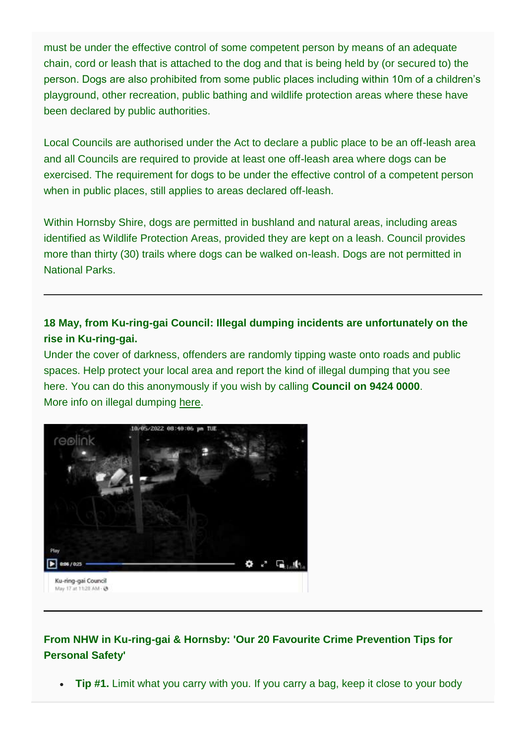must be under the effective control of some competent person by means of an adequate chain, cord or leash that is attached to the dog and that is being held by (or secured to) the person. Dogs are also prohibited from some public places including within 10m of a children's playground, other recreation, public bathing and wildlife protection areas where these have been declared by public authorities.

Local Councils are authorised under the Act to declare a public place to be an off-leash area and all Councils are required to provide at least one off-leash area where dogs can be exercised. The requirement for dogs to be under the effective control of a competent person when in public places, still applies to areas declared off-leash.

Within Hornsby Shire, dogs are permitted in bushland and natural areas, including areas identified as Wildlife Protection Areas, provided they are kept on a leash. Council provides more than thirty (30) trails where dogs can be walked on-leash. Dogs are not permitted in National Parks.

---

**18 May, from Ku-ring-gai Council: Illegal dumping incidents are unfortunately on the rise in Ku-ring-gai.**

Under the cover of darkness, offenders are randomly tipping waste onto roads and public spaces. Help protect your local area and report the kind of illegal dumping that you see here. You can do this anonymously if you wish by calling **Council on 9424 0000**.
More info on illegal dumping here.

Ku-ring-gai Council
May 17 at 11:28 AM

---

**From NHW in Ku-ring-gai & Hornsby: 'Our 20 Favourite Crime Prevention Tips for Personal Safety'**

- **Tip #1.** Limit what you carry with you. If you carry a bag, keep it close to your body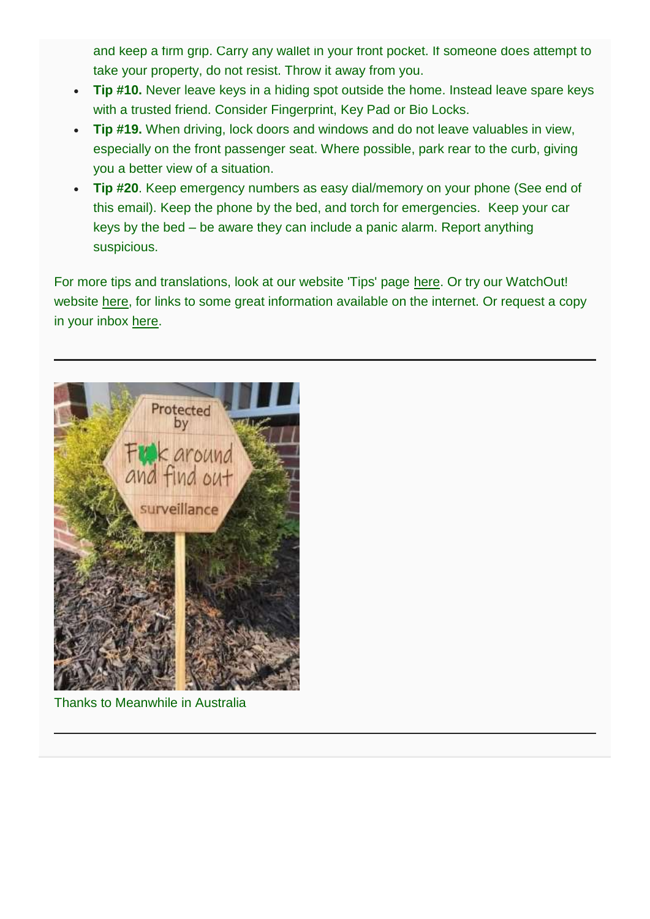and keep a firm grip. Carry any wallet in your front pocket. If someone does attempt to take your property, do not resist. Throw it away from you.

- **Tip #10.** Never leave keys in a hiding spot outside the home. Instead leave spare keys with a trusted friend. Consider Fingerprint, Key Pad or Bio Locks.
- **Tip #19.** When driving, lock doors and windows and do not leave valuables in view, especially on the front passenger seat. Where possible, park rear to the curb, giving you a better view of a situation.
- **Tip #20**. Keep emergency numbers as easy dial/memory on your phone (See end of this email). Keep the phone by the bed, and torch for emergencies. Keep your car keys by the bed – be aware they can include a panic alarm. Report anything suspicious.

For more tips and translations, look at our website 'Tips' page here. Or try our WatchOut! website here, for links to some great information available on the internet. Or request a copy in your inbox here.

---

Thanks to Meanwhile in Australia

---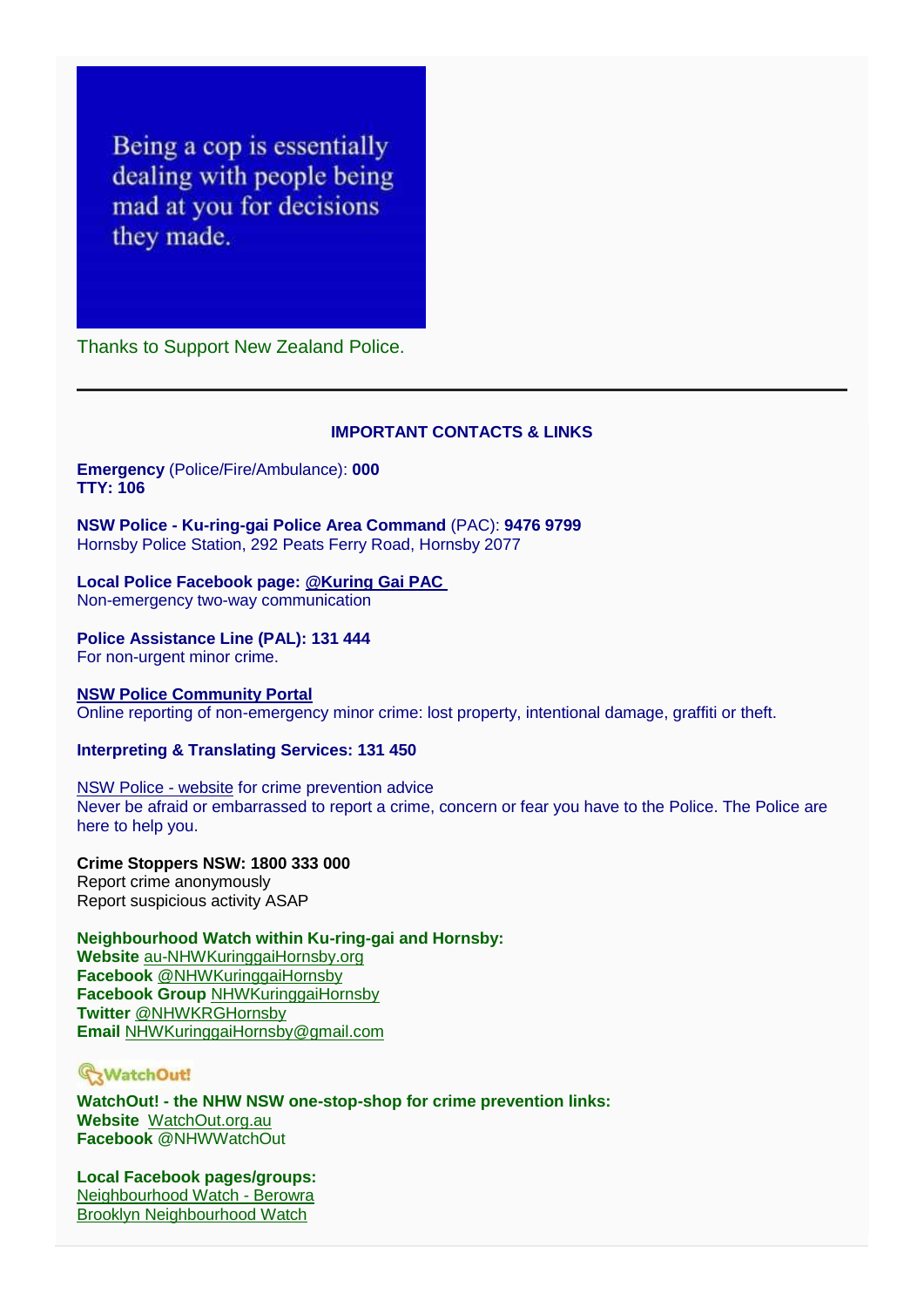Being a cop is essentially dealing with people being mad at you for decisions they made.

Thanks to Support New Zealand Police.

---

**IMPORTANT CONTACTS & LINKS**

**Emergency** (Police/Fire/Ambulance): **000**
**TTY: 106**

**NSW Police - Ku-ring-gai Police Area Command** (PAC): **9476 9799**
Hornsby Police Station, 292 Peats Ferry Road, Hornsby 2077

**Local Police Facebook page: @Kuring Gai PAC**
Non-emergency two-way communication

**Police Assistance Line (PAL): 131 444**
For non-urgent minor crime.

**NSW Police Community Portal**
Online reporting of non-emergency minor crime: lost property, intentional damage, graffiti or theft.

**Interpreting & Translating Services: 131 450**

NSW Police - website for crime prevention advice
Never be afraid or embarrassed to report a crime, concern or fear you have to the Police. The Police are here to help you.

**Crime Stoppers NSW: 1800 333 000**
Report crime anonymously
Report suspicious activity ASAP

**Neighbourhood Watch within Ku-ring-gai and Hornsby:**
**Website** au-NHWKuringgaiHornsby.org
**Facebook** @NHWKuringgaiHornsby
**Facebook Group** NHWKuringgaiHornsby
**Twitter** @NHWKRGHornsby
**Email** NHWKuringgaiHornsby@gmail.com

WatchOut!

**WatchOut! - the NHW NSW one-stop-shop for crime prevention links:**
**Website** WatchOut.org.au
**Facebook** @NHWWatchOut

**Local Facebook pages/groups:**
Neighbourhood Watch - Berowra
Brooklyn Neighbourhood Watch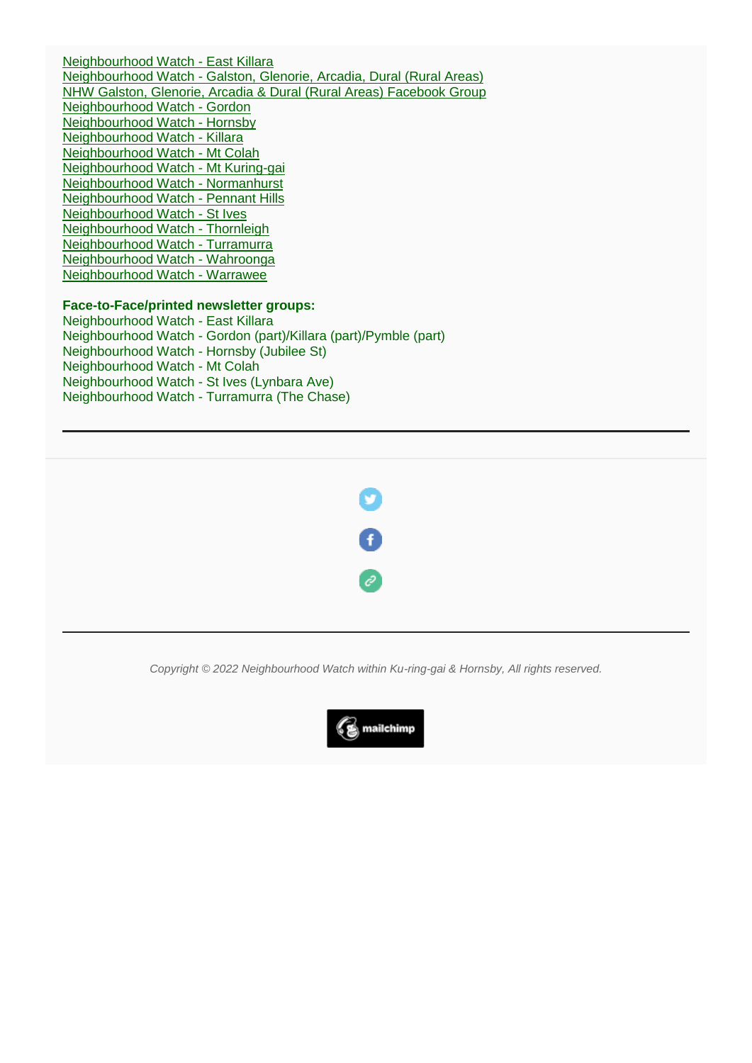Neighbourhood Watch - East Killara
Neighbourhood Watch - Galston, Glenorie, Arcadia, Dural (Rural Areas)
NHW Galston, Glenorie, Arcadia & Dural (Rural Areas) Facebook Group
Neighbourhood Watch - Gordon
Neighbourhood Watch - Hornsby
Neighbourhood Watch - Killara
Neighbourhood Watch - Mt Colah
Neighbourhood Watch - Mt Kuring-gai
Neighbourhood Watch - Normanhurst
Neighbourhood Watch - Pennant Hills
Neighbourhood Watch - St Ives
Neighbourhood Watch - Thornleigh
Neighbourhood Watch - Turramurra
Neighbourhood Watch - Wahroonga
Neighbourhood Watch - Warrawee

**Face-to-Face/printed newsletter groups:**
Neighbourhood Watch - East Killara
Neighbourhood Watch - Gordon (part)/Killara (part)/Pymble (part)
Neighbourhood Watch - Hornsby (Jubilee St)
Neighbourhood Watch - Mt Colah
Neighbourhood Watch - St Ives (Lynbara Ave)
Neighbourhood Watch - Turramurra (The Chase)

---

---

*Copyright © 2022 Neighbourhood Watch within Ku-ring-gai & Hornsby, All rights reserved.*